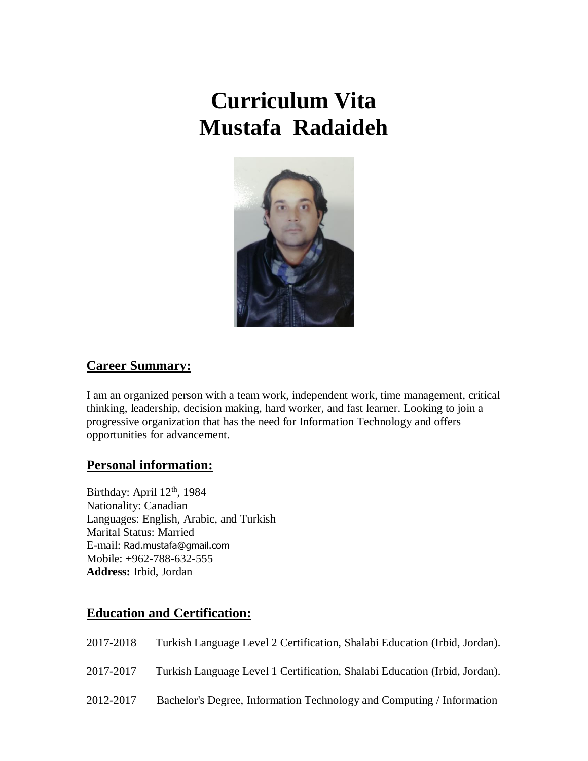# Curriculum Vita
# Mustafa Radaideh

## Career Summary:

I am an organized person with a team work, independent work, time management, critical thinking, leadership, decision making, hard worker, and fast learner. Looking to join a progressive organization that has the need for Information Technology and offers opportunities for advancement.

## Personal information:

Birthday: April 12th, 1984
Nationality: Canadian
Languages: English, Arabic, and Turkish
Marital Status: Married
E-mail: Rad.mustafa@gmail.com
Mobile: +962-788-632-555
**Address:** Irbid, Jordan

## Education and Certification:

2017-2018 Turkish Language Level 2 Certification, Shalabi Education (Irbid, Jordan).

2017-2017 Turkish Language Level 1 Certification, Shalabi Education (Irbid, Jordan).

2012-2017 Bachelor's Degree, Information Technology and Computing / Information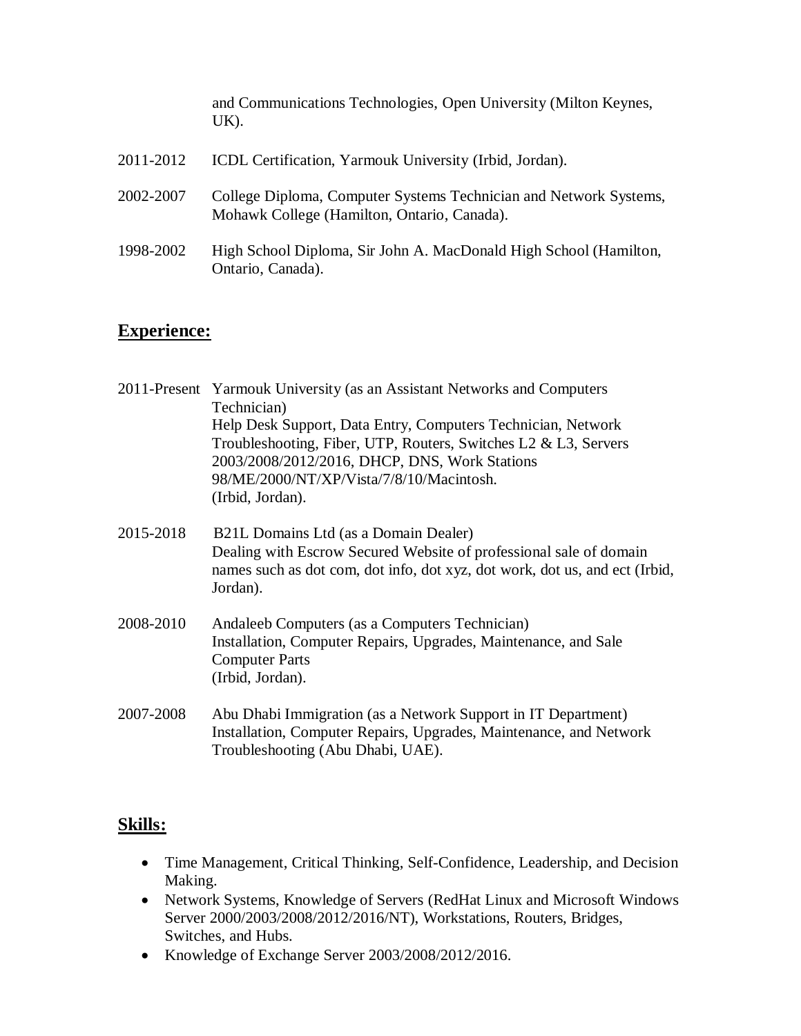and Communications Technologies, Open University (Milton Keynes, UK).

2011-2012 ICDL Certification, Yarmouk University (Irbid, Jordan).

2002-2007 College Diploma, Computer Systems Technician and Network Systems, Mohawk College (Hamilton, Ontario, Canada).

1998-2002 High School Diploma, Sir John A. MacDonald High School (Hamilton, Ontario, Canada).

## **Experience:**

2011-Present Yarmouk University (as an Assistant Networks and Computers Technician)
Help Desk Support, Data Entry, Computers Technician, Network Troubleshooting, Fiber, UTP, Routers, Switches L2 & L3, Servers 2003/2008/2012/2016, DHCP, DNS, Work Stations 98/ME/2000/NT/XP/Vista/7/8/10/Macintosh.
(Irbid, Jordan).

2015-2018 B21L Domains Ltd (as a Domain Dealer)
Dealing with Escrow Secured Website of professional sale of domain names such as dot com, dot info, dot xyz, dot work, dot us, and ect (Irbid, Jordan).

2008-2010 Andaleeb Computers (as a Computers Technician)
Installation, Computer Repairs, Upgrades, Maintenance, and Sale Computer Parts
(Irbid, Jordan).

2007-2008 Abu Dhabi Immigration (as a Network Support in IT Department)
Installation, Computer Repairs, Upgrades, Maintenance, and Network Troubleshooting (Abu Dhabi, UAE).

## **Skills:**

- Time Management, Critical Thinking, Self-Confidence, Leadership, and Decision Making.
- Network Systems, Knowledge of Servers (RedHat Linux and Microsoft Windows Server 2000/2003/2008/2012/2016/NT), Workstations, Routers, Bridges, Switches, and Hubs.
- Knowledge of Exchange Server 2003/2008/2012/2016.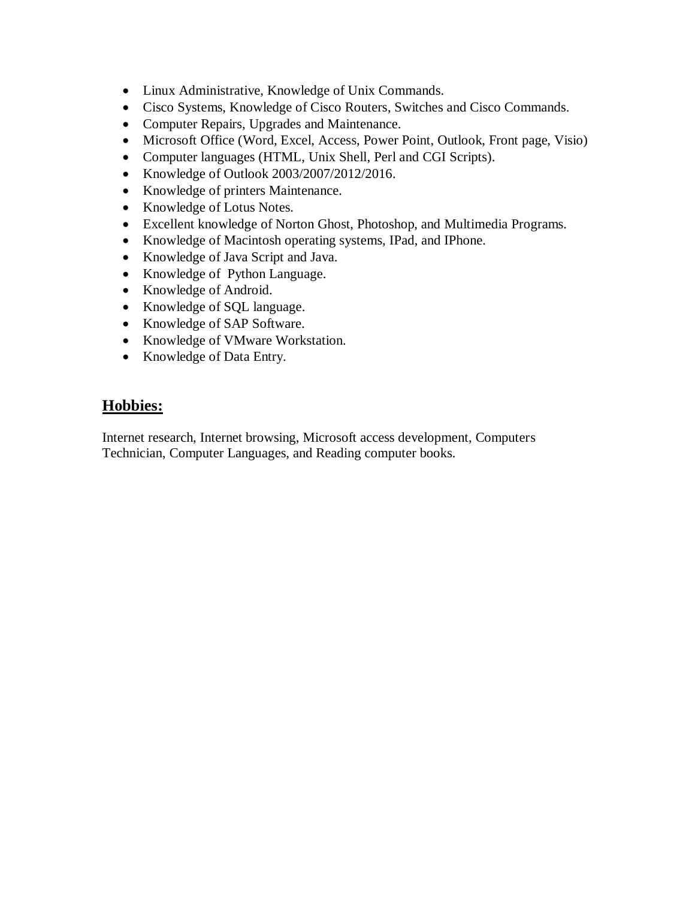- Linux Administrative, Knowledge of Unix Commands.
- Cisco Systems, Knowledge of Cisco Routers, Switches and Cisco Commands.
- Computer Repairs, Upgrades and Maintenance.
- Microsoft Office (Word, Excel, Access, Power Point, Outlook, Front page, Visio)
- Computer languages (HTML, Unix Shell, Perl and CGI Scripts).
- Knowledge of Outlook 2003/2007/2012/2016.
- Knowledge of printers Maintenance.
- Knowledge of Lotus Notes.
- Excellent knowledge of Norton Ghost, Photoshop, and Multimedia Programs.
- Knowledge of Macintosh operating systems, IPad, and IPhone.
- Knowledge of Java Script and Java.
- Knowledge of  Python Language.
- Knowledge of Android.
- Knowledge of SQL language.
- Knowledge of SAP Software.
- Knowledge of VMware Workstation.
- Knowledge of Data Entry.

## Hobbies:

Internet research, Internet browsing, Microsoft access development, Computers Technician, Computer Languages, and Reading computer books.